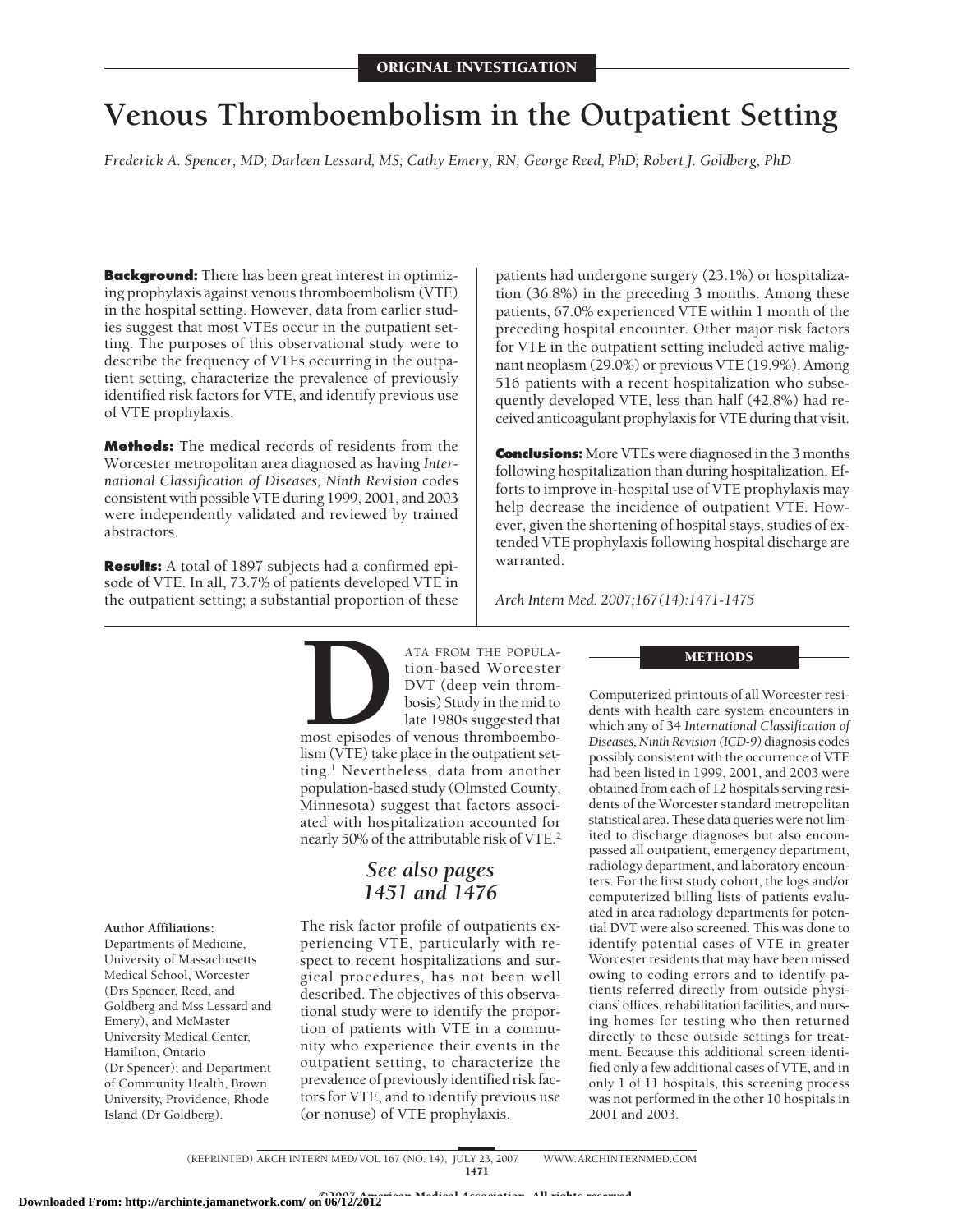ORIGINAL INVESTIGATION

# Venous Thromboembolism in the Outpatient Setting

*Frederick A. Spencer, MD; Darleen Lessard, MS; Cathy Emery, RN; George Reed, PhD; Robert J. Goldberg, PhD*

**Background:** There has been great interest in optimizing prophylaxis against venous thromboembolism (VTE) in the hospital setting. However, data from earlier studies suggest that most VTEs occur in the outpatient setting. The purposes of this observational study were to describe the frequency of VTEs occurring in the outpatient setting, characterize the prevalence of previously identified risk factors for VTE, and identify previous use of VTE prophylaxis.

**Methods:** The medical records of residents from the Worcester metropolitan area diagnosed as having *International Classification of Diseases, Ninth Revision* codes consistent with possible VTE during 1999, 2001, and 2003 were independently validated and reviewed by trained abstractors.

**Results:** A total of 1897 subjects had a confirmed episode of VTE. In all, 73.7% of patients developed VTE in the outpatient setting; a substantial proportion of these patients had undergone surgery (23.1%) or hospitalization (36.8%) in the preceding 3 months. Among these patients, 67.0% experienced VTE within 1 month of the preceding hospital encounter. Other major risk factors for VTE in the outpatient setting included active malignant neoplasm (29.0%) or previous VTE (19.9%). Among 516 patients with a recent hospitalization who subsequently developed VTE, less than half (42.8%) had received anticoagulant prophylaxis for VTE during that visit.

**Conclusions:** More VTEs were diagnosed in the 3 months following hospitalization than during hospitalization. Efforts to improve in-hospital use of VTE prophylaxis may help decrease the incidence of outpatient VTE. However, given the shortening of hospital stays, studies of extended VTE prophylaxis following hospital discharge are warranted.

*Arch Intern Med. 2007;167(14):1471-1475*

DATA FROM THE POPULATION-based Worcester DVT (deep vein thrombosis) Study in the mid to late 1980s suggested that most episodes of venous thromboembolism (VTE) take place in the outpatient setting.[1] Nevertheless, data from another population-based study (Olmsted County, Minnesota) suggest that factors associated with hospitalization accounted for nearly 50% of the attributable risk of VTE.[2]

*See also pages 1451 and 1476*

The risk factor profile of outpatients experiencing VTE, particularly with respect to recent hospitalizations and surgical procedures, has not been well described. The objectives of this observational study were to identify the proportion of patients with VTE in a community who experience their events in the outpatient setting, to characterize the prevalence of previously identified risk factors for VTE, and to identify previous use (or nonuse) of VTE prophylaxis.

**Author Affiliations:** Departments of Medicine, University of Massachusetts Medical School, Worcester (Drs Spencer, Reed, and Goldberg and Mss Lessard and Emery), and McMaster University Medical Center, Hamilton, Ontario (Dr Spencer); and Department of Community Health, Brown University, Providence, Rhode Island (Dr Goldberg).

## METHODS

Computerized printouts of all Worcester residents with health care system encounters in which any of 34 *International Classification of Diseases, Ninth Revision (ICD-9)* diagnosis codes possibly consistent with the occurrence of VTE had been listed in 1999, 2001, and 2003 were obtained from each of 12 hospitals serving residents of the Worcester standard metropolitan statistical area. These data queries were not limited to discharge diagnoses but also encompassed all outpatient, emergency department, radiology department, and laboratory encounters. For the first study cohort, the logs and/or computerized billing lists of patients evaluated in area radiology departments for potential DVT were also screened. This was done to identify potential cases of VTE in greater Worcester residents that may have been missed owing to coding errors and to identify patients referred directly from outside physicians' offices, rehabilitation facilities, and nursing homes for testing who then returned directly to these outside settings for treatment. Because this additional screen identified only a few additional cases of VTE, and in only 1 of 11 hospitals, this screening process was not performed in the other 10 hospitals in 2001 and 2003.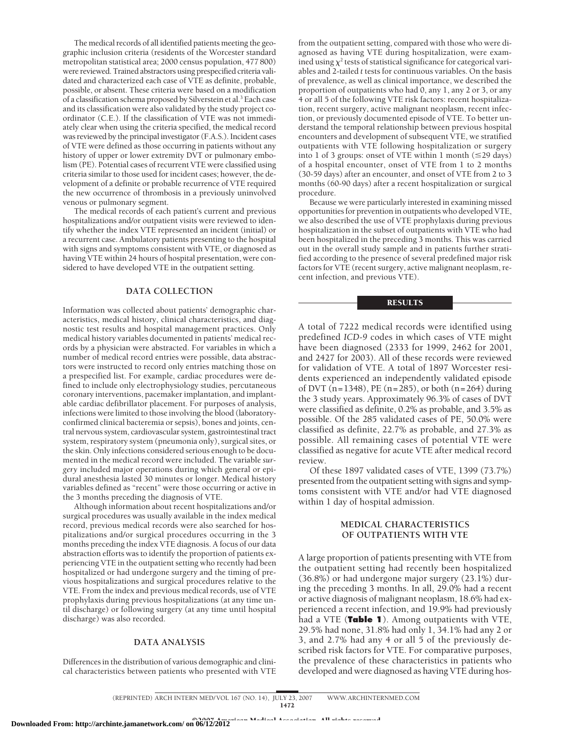The medical records of all identified patients meeting the geographic inclusion criteria (residents of the Worcester standard metropolitan statistical area; 2000 census population, 477 800) were reviewed. Trained abstractors using prespecified criteria validated and characterized each case of VTE as definite, probable, possible, or absent. These criteria were based on a modification of a classification schema proposed by Silverstein et al.[3] Each case and its classification were also validated by the study project coordinator (C.E.). If the classification of VTE was not immediately clear when using the criteria specified, the medical record was reviewed by the principal investigator (F.A.S.). Incident cases of VTE were defined as those occurring in patients without any history of upper or lower extremity DVT or pulmonary embolism (PE). Potential cases of recurrent VTE were classified using criteria similar to those used for incident cases; however, the development of a definite or probable recurrence of VTE required the new occurrence of thrombosis in a previously uninvolved venous or pulmonary segment.

The medical records of each patient's current and previous hospitalizations and/or outpatient visits were reviewed to identify whether the index VTE represented an incident (initial) or a recurrent case. Ambulatory patients presenting to the hospital with signs and symptoms consistent with VTE, or diagnosed as having VTE within 24 hours of hospital presentation, were considered to have developed VTE in the outpatient setting.

## DATA COLLECTION

Information was collected about patients' demographic characteristics, medical history, clinical characteristics, and diagnostic test results and hospital management practices. Only medical history variables documented in patients' medical records by a physician were abstracted. For variables in which a number of medical record entries were possible, data abstractors were instructed to record only entries matching those on a prespecified list. For example, cardiac procedures were defined to include only electrophysiology studies, percutaneous coronary interventions, pacemaker implantation, and implantable cardiac defibrillator placement. For purposes of analysis, infections were limited to those involving the blood (laboratory-confirmed clinical bacteremia or sepsis), bones and joints, central nervous system, cardiovascular system, gastrointestinal tract system, respiratory system (pneumonia only), surgical sites, or the skin. Only infections considered serious enough to be documented in the medical record were included. The variable *surgery* included major operations during which general or epidural anesthesia lasted 30 minutes or longer. Medical history variables defined as "recent" were those occurring or active in the 3 months preceding the diagnosis of VTE.

Although information about recent hospitalizations and/or surgical procedures was usually available in the index medical record, previous medical records were also searched for hospitalizations and/or surgical procedures occurring in the 3 months preceding the index VTE diagnosis. A focus of our data abstraction efforts was to identify the proportion of patients experiencing VTE in the outpatient setting who recently had been hospitalized or had undergone surgery and the timing of previous hospitalizations and surgical procedures relative to the VTE. From the index and previous medical records, use of VTE prophylaxis during previous hospitalizations (at any time until discharge) or following surgery (at any time until hospital discharge) was also recorded.

## DATA ANALYSIS

Differences in the distribution of various demographic and clinical characteristics between patients who presented with VTE from the outpatient setting, compared with those who were diagnosed as having VTE during hospitalization, were examined using $\chi^2$ tests of statistical significance for categorical variables and 2-tailed *t* tests for continuous variables. On the basis of prevalence, as well as clinical importance, we described the proportion of outpatients who had 0, any 1, any 2 or 3, or any 4 or all 5 of the following VTE risk factors: recent hospitalization, recent surgery, active malignant neoplasm, recent infection, or previously documented episode of VTE. To better understand the temporal relationship between previous hospital encounters and development of subsequent VTE, we stratified outpatients with VTE following hospitalization or surgery into 1 of 3 groups: onset of VTE within 1 month (≤29 days) of a hospital encounter, onset of VTE from 1 to 2 months (30-59 days) after an encounter, and onset of VTE from 2 to 3 months (60-90 days) after a recent hospitalization or surgical procedure.

Because we were particularly interested in examining missed opportunities for prevention in outpatients who developed VTE, we also described the use of VTE prophylaxis during previous hospitalization in the subset of outpatients with VTE who had been hospitalized in the preceding 3 months. This was carried out in the overall study sample and in patients further stratified according to the presence of several predefined major risk factors for VTE (recent surgery, active malignant neoplasm, recent infection, and previous VTE).

## RESULTS

A total of 7222 medical records were identified using predefined *ICD-9* codes in which cases of VTE might have been diagnosed (2333 for 1999, 2462 for 2001, and 2427 for 2003). All of these records were reviewed for validation of VTE. A total of 1897 Worcester residents experienced an independently validated episode of DVT (n=1348), PE (n=285), or both (n=264) during the 3 study years. Approximately 96.3% of cases of DVT were classified as definite, 0.2% as probable, and 3.5% as possible. Of the 285 validated cases of PE, 50.0% were classified as definite, 22.7% as probable, and 27.3% as possible. All remaining cases of potential VTE were classified as negative for acute VTE after medical record review.

Of these 1897 validated cases of VTE, 1399 (73.7%) presented from the outpatient setting with signs and symptoms consistent with VTE and/or had VTE diagnosed within 1 day of hospital admission.

## MEDICAL CHARACTERISTICS OF OUTPATIENTS WITH VTE

A large proportion of patients presenting with VTE from the outpatient setting had recently been hospitalized (36.8%) or had undergone major surgery (23.1%) during the preceding 3 months. In all, 29.0% had a recent or active diagnosis of malignant neoplasm, 18.6% had experienced a recent infection, and 19.9% had previously had a VTE (**Table 1**). Among outpatients with VTE, 29.5% had none, 31.8% had only 1, 34.1% had any 2 or 3, and 2.7% had any 4 or all 5 of the previously described risk factors for VTE. For comparative purposes, the prevalence of these characteristics in patients who developed and were diagnosed as having VTE during hos-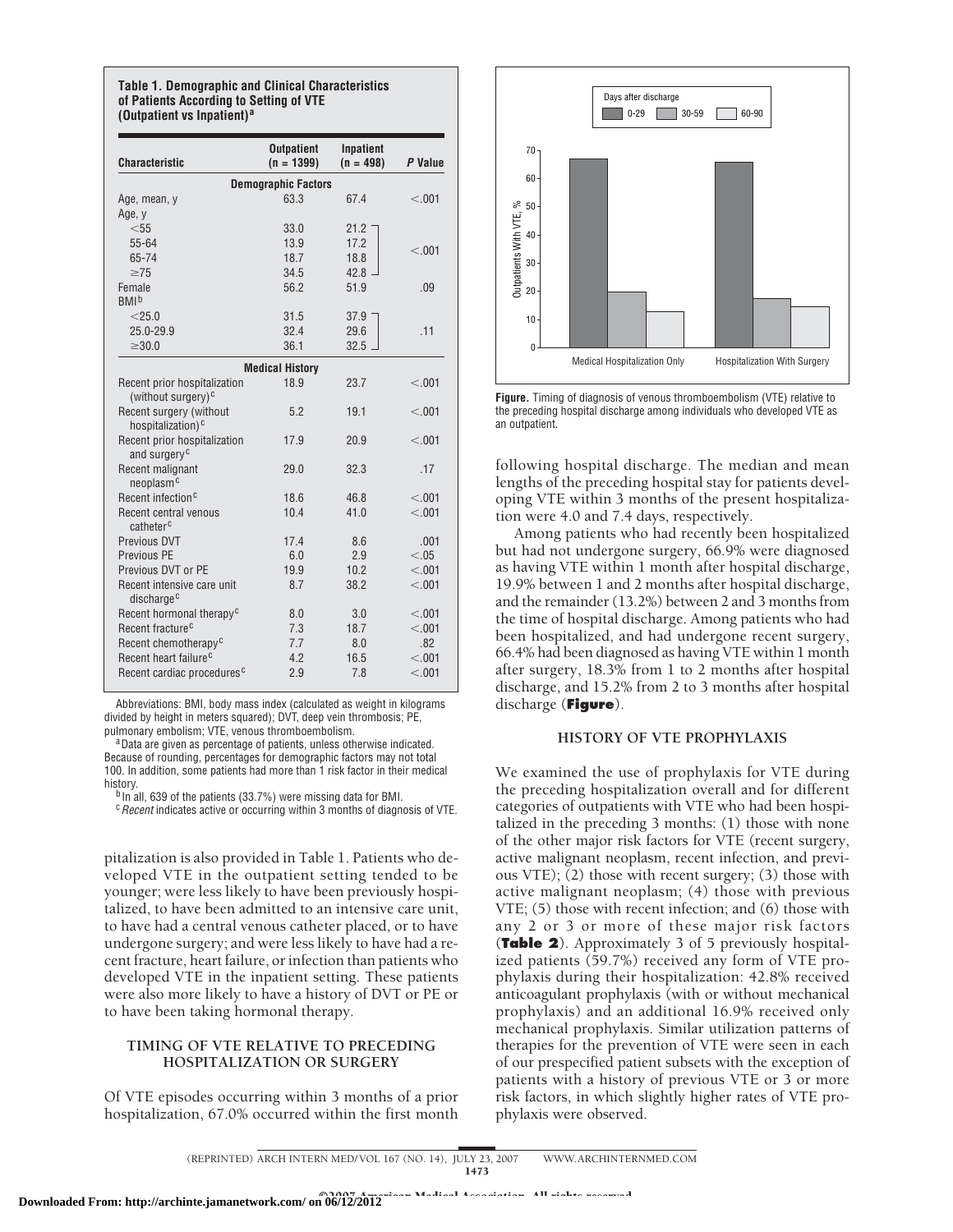**Table 1. Demographic and Clinical Characteristics of Patients According to Setting of VTE (Outpatient vs Inpatient)[a]**

| Characteristic | Outpatient (n = 1399) | Inpatient (n = 498) | *P* Value |
|---|---|---|---|
| **Demographic Factors** | | | |
| Age, mean, y | 63.3 | 67.4 | <.001 |
| Age, y | | | |
| <55 | 33.0 | 21.2 | <.001 |
| 55-64 | 13.9 | 17.2 | |
| 65-74 | 18.7 | 18.8 | |
| ≥75 | 34.5 | 42.8 | |
| Female | 56.2 | 51.9 | .09 |
| BMI[b] | | | |
| <25.0 | 31.5 | 37.9 | .11 |
| 25.0-29.9 | 32.4 | 29.6 | |
| ≥30.0 | 36.1 | 32.5 | |
| **Medical History** | | | |
| Recent prior hospitalization (without surgery)[c] | 18.9 | 23.7 | <.001 |
| Recent surgery (without hospitalization)[c] | 5.2 | 19.1 | <.001 |
| Recent prior hospitalization and surgery[c] | 17.9 | 20.9 | <.001 |
| Recent malignant neoplasm[c] | 29.0 | 32.3 | .17 |
| Recent infection[c] | 18.6 | 46.8 | <.001 |
| Recent central venous catheter[c] | 10.4 | 41.0 | <.001 |
| Previous DVT | 17.4 | 8.6 | .001 |
| Previous PE | 6.0 | 2.9 | <.05 |
| Previous DVT or PE | 19.9 | 10.2 | <.001 |
| Recent intensive care unit discharge[c] | 8.7 | 38.2 | <.001 |
| Recent hormonal therapy[c] | 8.0 | 3.0 | <.001 |
| Recent fracture[c] | 7.3 | 18.7 | <.001 |
| Recent chemotherapy[c] | 7.7 | 8.0 | .82 |
| Recent heart failure[c] | 4.2 | 16.5 | <.001 |
| Recent cardiac procedures[c] | 2.9 | 7.8 | <.001 |

Abbreviations: BMI, body mass index (calculated as weight in kilograms divided by height in meters squared); DVT, deep vein thrombosis; PE, pulmonary embolism; VTE, venous thromboembolism.

[a] Data are given as percentage of patients, unless otherwise indicated. Because of rounding, percentages for demographic factors may not total 100. In addition, some patients had more than 1 risk factor in their medical history.

[b] In all, 639 of the patients (33.7%) were missing data for BMI.

[c] *Recent* indicates active or occurring within 3 months of diagnosis of VTE.

pitalization is also provided in Table 1. Patients who developed VTE in the outpatient setting tended to be younger; were less likely to have been previously hospitalized, to have been admitted to an intensive care unit, to have had a central venous catheter placed, or to have undergone surgery; and were less likely to have had a recent fracture, heart failure, or infection than patients who developed VTE in the inpatient setting. These patients were also more likely to have a history of DVT or PE or to have been taking hormonal therapy.

## TIMING OF VTE RELATIVE TO PRECEDING HOSPITALIZATION OR SURGERY

Of VTE episodes occurring within 3 months of a prior hospitalization, 67.0% occurred within the first month following hospital discharge. The median and mean lengths of the preceding hospital stay for patients developing VTE within 3 months of the present hospitalization were 4.0 and 7.4 days, respectively.

Among patients who had recently been hospitalized but had not undergone surgery, 66.9% were diagnosed as having VTE within 1 month after hospital discharge, 19.9% between 1 and 2 months after hospital discharge, and the remainder (13.2%) between 2 and 3 months from the time of hospital discharge. Among patients who had been hospitalized, and had undergone recent surgery, 66.4% had been diagnosed as having VTE within 1 month after surgery, 18.3% from 1 to 2 months after hospital discharge, and 15.2% from 2 to 3 months after hospital discharge (**Figure**).

**Figure.** Timing of diagnosis of venous thromboembolism (VTE) relative to the preceding hospital discharge among individuals who developed VTE as an outpatient.

## HISTORY OF VTE PROPHYLAXIS

We examined the use of prophylaxis for VTE during the preceding hospitalization overall and for different categories of outpatients with VTE who had been hospitalized in the preceding 3 months: (1) those with none of the other major risk factors for VTE (recent surgery, active malignant neoplasm, recent infection, and previous VTE); (2) those with recent surgery; (3) those with active malignant neoplasm; (4) those with previous VTE; (5) those with recent infection; and (6) those with any 2 or 3 or more of these major risk factors (**Table 2**). Approximately 3 of 5 previously hospitalized patients (59.7%) received any form of VTE prophylaxis during their hospitalization: 42.8% received anticoagulant prophylaxis (with or without mechanical prophylaxis) and an additional 16.9% received only mechanical prophylaxis. Similar utilization patterns of therapies for the prevention of VTE were seen in each of our prespecified patient subsets with the exception of patients with a history of previous VTE or 3 or more risk factors, in which slightly higher rates of VTE prophylaxis were observed.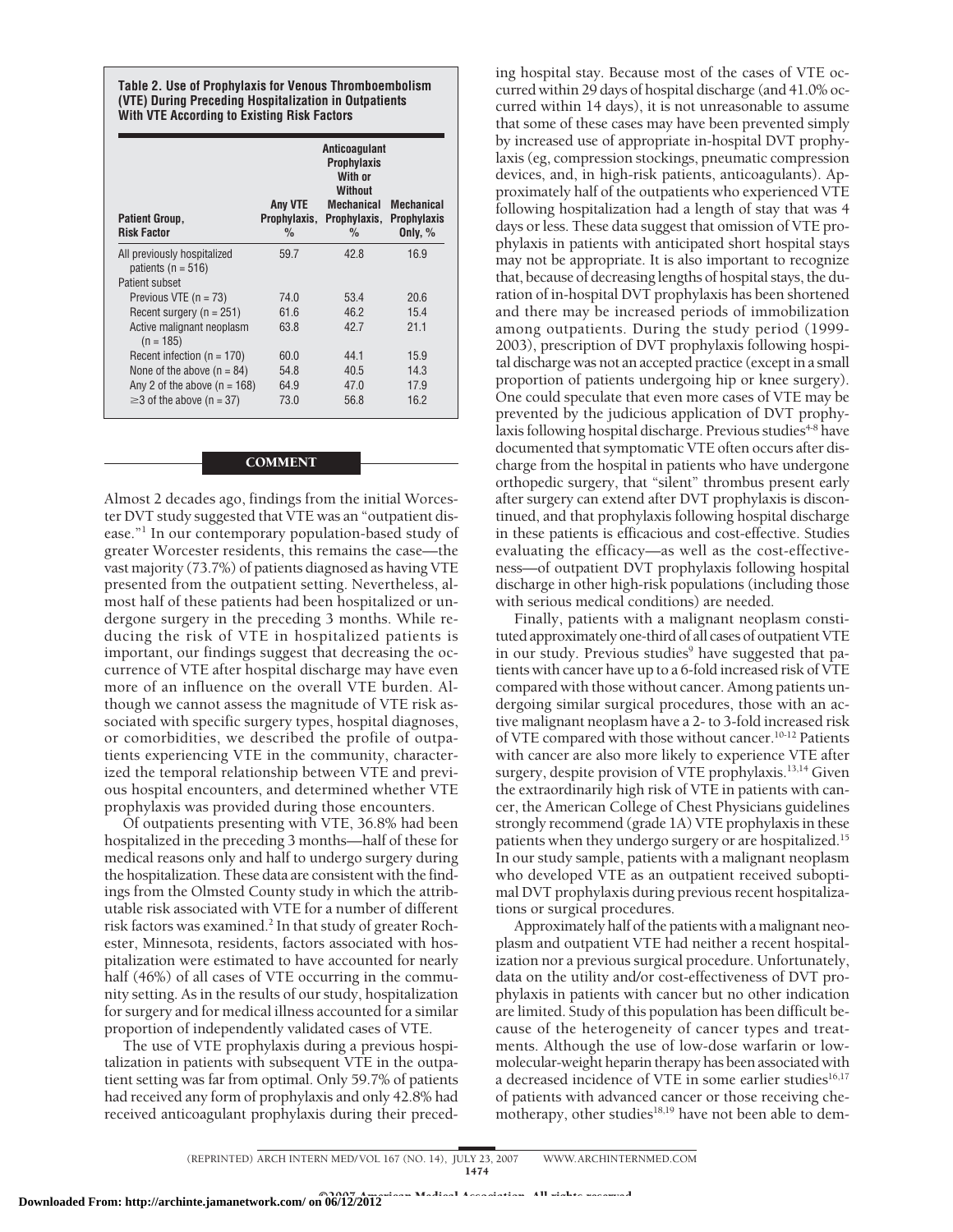**Table 2. Use of Prophylaxis for Venous Thromboembolism (VTE) During Preceding Hospitalization in Outpatients With VTE According to Existing Risk Factors**

| Patient Group, Risk Factor | Any VTE Prophylaxis, % | Anticoagulant Prophylaxis With or Without Mechanical Prophylaxis, % | Mechanical Prophylaxis Only, % |
|---|---|---|---|
| All previously hospitalized patients (n = 516) | 59.7 | 42.8 | 16.9 |
| Patient subset | | | |
| Previous VTE (n = 73) | 74.0 | 53.4 | 20.6 |
| Recent surgery (n = 251) | 61.6 | 46.2 | 15.4 |
| Active malignant neoplasm (n = 185) | 63.8 | 42.7 | 21.1 |
| Recent infection (n = 170) | 60.0 | 44.1 | 15.9 |
| None of the above (n = 84) | 54.8 | 40.5 | 14.3 |
| Any 2 of the above (n = 168) | 64.9 | 47.0 | 17.9 |
| ≥3 of the above (n = 37) | 73.0 | 56.8 | 16.2 |

## COMMENT

Almost 2 decades ago, findings from the initial Worcester DVT study suggested that VTE was an "outpatient disease."[1] In our contemporary population-based study of greater Worcester residents, this remains the case—the vast majority (73.7%) of patients diagnosed as having VTE presented from the outpatient setting. Nevertheless, almost half of these patients had been hospitalized or undergone surgery in the preceding 3 months. While reducing the risk of VTE in hospitalized patients is important, our findings suggest that decreasing the occurrence of VTE after hospital discharge may have even more of an influence on the overall VTE burden. Although we cannot assess the magnitude of VTE risk associated with specific surgery types, hospital diagnoses, or comorbidities, we described the profile of outpatients experiencing VTE in the community, characterized the temporal relationship between VTE and previous hospital encounters, and determined whether VTE prophylaxis was provided during those encounters.

Of outpatients presenting with VTE, 36.8% had been hospitalized in the preceding 3 months—half of these for medical reasons only and half to undergo surgery during the hospitalization. These data are consistent with the findings from the Olmsted County study in which the attributable risk associated with VTE for a number of different risk factors was examined.[2] In that study of greater Rochester, Minnesota, residents, factors associated with hospitalization were estimated to have accounted for nearly half (46%) of all cases of VTE occurring in the community setting. As in the results of our study, hospitalization for surgery and for medical illness accounted for a similar proportion of independently validated cases of VTE.

The use of VTE prophylaxis during a previous hospitalization in patients with subsequent VTE in the outpatient setting was far from optimal. Only 59.7% of patients had received any form of prophylaxis and only 42.8% had received anticoagulant prophylaxis during their preceding hospital stay. Because most of the cases of VTE occurred within 29 days of hospital discharge (and 41.0% occurred within 14 days), it is not unreasonable to assume that some of these cases may have been prevented simply by increased use of appropriate in-hospital DVT prophylaxis (eg, compression stockings, pneumatic compression devices, and, in high-risk patients, anticoagulants). Approximately half of the outpatients who experienced VTE following hospitalization had a length of stay that was 4 days or less. These data suggest that omission of VTE prophylaxis in patients with anticipated short hospital stays may not be appropriate. It is also important to recognize that, because of decreasing lengths of hospital stays, the duration of in-hospital DVT prophylaxis has been shortened and there may be increased periods of immobilization among outpatients. During the study period (1999-2003), prescription of DVT prophylaxis following hospital discharge was not an accepted practice (except in a small proportion of patients undergoing hip or knee surgery). One could speculate that even more cases of VTE may be prevented by the judicious application of DVT prophylaxis following hospital discharge. Previous studies[4-8] have documented that symptomatic VTE often occurs after discharge from the hospital in patients who have undergone orthopedic surgery, that "silent" thrombus present early after surgery can extend after DVT prophylaxis is discontinued, and that prophylaxis following hospital discharge in these patients is efficacious and cost-effective. Studies evaluating the efficacy—as well as the cost-effectiveness—of outpatient DVT prophylaxis following hospital discharge in other high-risk populations (including those with serious medical conditions) are needed.

Finally, patients with a malignant neoplasm constituted approximately one-third of all cases of outpatient VTE in our study. Previous studies[9] have suggested that patients with cancer have up to a 6-fold increased risk of VTE compared with those without cancer. Among patients undergoing similar surgical procedures, those with an active malignant neoplasm have a 2- to 3-fold increased risk of VTE compared with those without cancer.[10-12] Patients with cancer are also more likely to experience VTE after surgery, despite provision of VTE prophylaxis.[13,14] Given the extraordinarily high risk of VTE in patients with cancer, the American College of Chest Physicians guidelines strongly recommend (grade 1A) VTE prophylaxis in these patients when they undergo surgery or are hospitalized.[15] In our study sample, patients with a malignant neoplasm who developed VTE as an outpatient received suboptimal DVT prophylaxis during previous recent hospitalizations or surgical procedures.

Approximately half of the patients with a malignant neoplasm and outpatient VTE had neither a recent hospitalization nor a previous surgical procedure. Unfortunately, data on the utility and/or cost-effectiveness of DVT prophylaxis in patients with cancer but no other indication are limited. Study of this population has been difficult because of the heterogeneity of cancer types and treatments. Although the use of low-dose warfarin or low-molecular-weight heparin therapy has been associated with a decreased incidence of VTE in some earlier studies[16,17] of patients with advanced cancer or those receiving chemotherapy, other studies[18,19] have not been able to dem-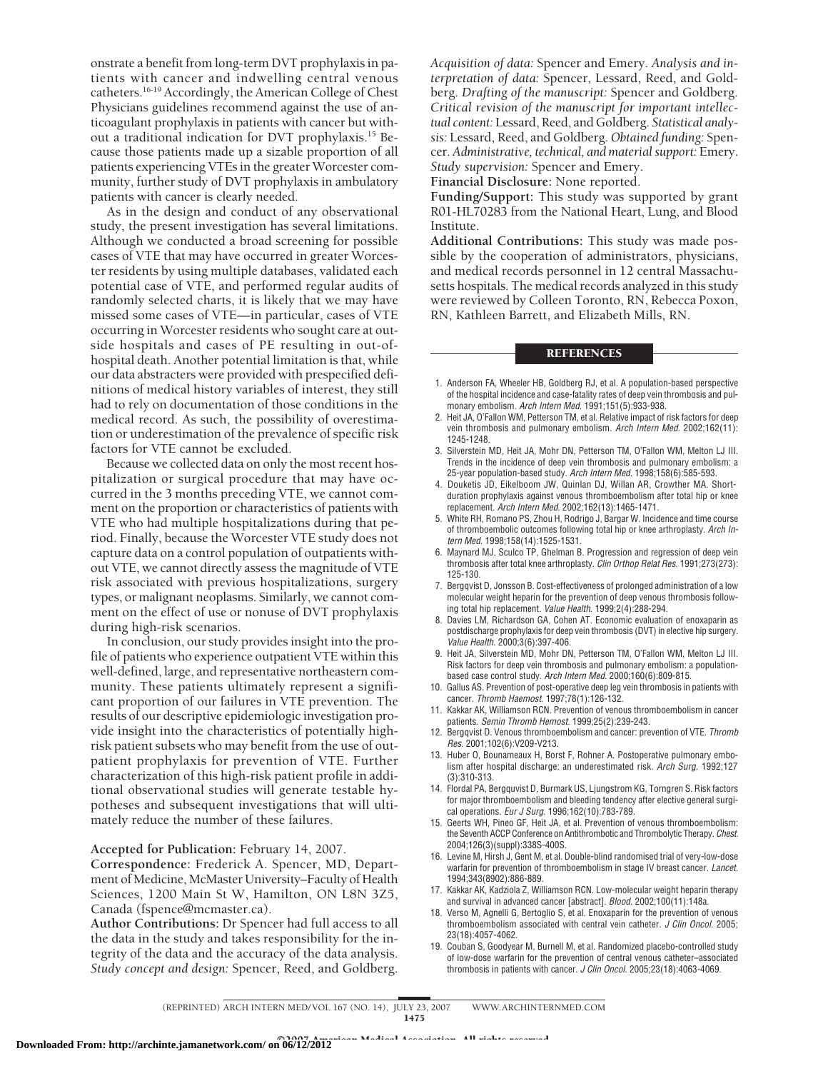onstrate a benefit from long-term DVT prophylaxis in patients with cancer and indwelling central venous catheters.[16-19] Accordingly, the American College of Chest Physicians guidelines recommend against the use of anticoagulant prophylaxis in patients with cancer but without a traditional indication for DVT prophylaxis.[15] Because those patients made up a sizable proportion of all patients experiencing VTEs in the greater Worcester community, further study of DVT prophylaxis in ambulatory patients with cancer is clearly needed.

As in the design and conduct of any observational study, the present investigation has several limitations. Although we conducted a broad screening for possible cases of VTE that may have occurred in greater Worcester residents by using multiple databases, validated each potential case of VTE, and performed regular audits of randomly selected charts, it is likely that we may have missed some cases of VTE—in particular, cases of VTE occurring in Worcester residents who sought care at outside hospitals and cases of PE resulting in out-of-hospital death. Another potential limitation is that, while our data abstracters were provided with prespecified definitions of medical history variables of interest, they still had to rely on documentation of those conditions in the medical record. As such, the possibility of overestimation or underestimation of the prevalence of specific risk factors for VTE cannot be excluded.

Because we collected data on only the most recent hospitalization or surgical procedure that may have occurred in the 3 months preceding VTE, we cannot comment on the proportion or characteristics of patients with VTE who had multiple hospitalizations during that period. Finally, because the Worcester VTE study does not capture data on a control population of outpatients without VTE, we cannot directly assess the magnitude of VTE risk associated with previous hospitalizations, surgery types, or malignant neoplasms. Similarly, we cannot comment on the effect of use or nonuse of DVT prophylaxis during high-risk scenarios.

In conclusion, our study provides insight into the profile of patients who experience outpatient VTE within this well-defined, large, and representative northeastern community. These patients ultimately represent a significant proportion of our failures in VTE prevention. The results of our descriptive epidemiologic investigation provide insight into the characteristics of potentially high-risk patient subsets who may benefit from the use of outpatient prophylaxis for prevention of VTE. Further characterization of this high-risk patient profile in additional observational studies will generate testable hypotheses and subsequent investigations that will ultimately reduce the number of these failures.

**Accepted for Publication:** February 14, 2007.

**Correspondence:** Frederick A. Spencer, MD, Department of Medicine, McMaster University–Faculty of Health Sciences, 1200 Main St W, Hamilton, ON L8N 3Z5, Canada (fspence@mcmaster.ca).

**Author Contributions:** Dr Spencer had full access to all the data in the study and takes responsibility for the integrity of the data and the accuracy of the data analysis. *Study concept and design:* Spencer, Reed, and Goldberg. *Acquisition of data:* Spencer and Emery. *Analysis and interpretation of data:* Spencer, Lessard, Reed, and Goldberg. *Drafting of the manuscript:* Spencer and Goldberg. *Critical revision of the manuscript for important intellectual content:* Lessard, Reed, and Goldberg. *Statistical analysis:* Lessard, Reed, and Goldberg. *Obtained funding:* Spencer. *Administrative, technical, and material support:* Emery. *Study supervision:* Spencer and Emery.

**Financial Disclosure:** None reported.

**Funding/Support:** This study was supported by grant R01-HL70283 from the National Heart, Lung, and Blood Institute.

**Additional Contributions:** This study was made possible by the cooperation of administrators, physicians, and medical records personnel in 12 central Massachusetts hospitals. The medical records analyzed in this study were reviewed by Colleen Toronto, RN, Rebecca Poxon, RN, Kathleen Barrett, and Elizabeth Mills, RN.

## REFERENCES

1. Anderson FA, Wheeler HB, Goldberg RJ, et al. A population-based perspective of the hospital incidence and case-fatality rates of deep vein thrombosis and pulmonary embolism. *Arch Intern Med.* 1991;151(5):933-938.
2. Heit JA, O'Fallon WM, Petterson TM, et al. Relative impact of risk factors for deep vein thrombosis and pulmonary embolism. *Arch Intern Med.* 2002;162(11):1245-1248.
3. Silverstein MD, Heit JA, Mohr DN, Petterson TM, O'Fallon WM, Melton LJ III. Trends in the incidence of deep vein thrombosis and pulmonary embolism: a 25-year population-based study. *Arch Intern Med.* 1998;158(6):585-593.
4. Douketis JD, Eikelboom JW, Quinlan DJ, Willan AR, Crowther MA. Short-duration prophylaxis against venous thromboembolism after total hip or knee replacement. *Arch Intern Med.* 2002;162(13):1465-1471.
5. White RH, Romano PS, Zhou H, Rodrigo J, Bargar W. Incidence and time course of thromboembolic outcomes following total hip or knee arthroplasty. *Arch Intern Med.* 1998;158(14):1525-1531.
6. Maynard MJ, Sculco TP, Ghelman B. Progression and regression of deep vein thrombosis after total knee arthroplasty. *Clin Orthop Relat Res.* 1991;273(273):125-130.
7. Bergqvist D, Jonsson B. Cost-effectiveness of prolonged administration of a low molecular weight heparin for the prevention of deep venous thrombosis following total hip replacement. *Value Health.* 1999;2(4):288-294.
8. Davies LM, Richardson GA, Cohen AT. Economic evaluation of enoxaparin as postdischarge prophylaxis for deep vein thrombosis (DVT) in elective hip surgery. *Value Health.* 2000;3(6):397-406.
9. Heit JA, Silverstein MD, Mohr DN, Petterson TM, O'Fallon WM, Melton LJ III. Risk factors for deep vein thrombosis and pulmonary embolism: a population-based case control study. *Arch Intern Med.* 2000;160(6):809-815.
10. Gallus AS. Prevention of post-operative deep leg vein thrombosis in patients with cancer. *Thromb Haemost.* 1997;78(1):126-132.
11. Kakkar AK, Williamson RCN. Prevention of venous thromboembolism in cancer patients. *Semin Thromb Hemost.* 1999;25(2):239-243.
12. Bergqvist D. Venous thromboembolism and cancer: prevention of VTE. *Thromb Res.* 2001;102(6):V209-V213.
13. Huber O, Bounameaux H, Borst F, Rohner A. Postoperative pulmonary embolism after hospital discharge: an underestimated risk. *Arch Surg.* 1992;127(3):310-313.
14. Flordal PA, Bergquvist D, Burmark US, Ljungstrom KG, Torngren S. Risk factors for major thromboembolism and bleeding tendency after elective general surgical operations. *Eur J Surg.* 1996;162(10):783-789.
15. Geerts WH, Pineo GF, Heit JA, et al. Prevention of venous thromboembolism: the Seventh ACCP Conference on Antithrombotic and Thrombolytic Therapy. *Chest.* 2004;126(3)(suppl):338S-400S.
16. Levine M, Hirsh J, Gent M, et al. Double-blind randomised trial of very-low-dose warfarin for prevention of thromboembolism in stage IV breast cancer. *Lancet.* 1994;343(8902):886-889.
17. Kakkar AK, Kadziola Z, Williamson RCN. Low-molecular weight heparin therapy and survival in advanced cancer [abstract]. *Blood.* 2002;100(11):148a.
18. Verso M, Agnelli G, Bertoglio S, et al. Enoxaparin for the prevention of venous thromboembolism associated with central vein catheter. *J Clin Oncol.* 2005;23(18):4057-4062.
19. Couban S, Goodyear M, Burnell M, et al. Randomized placebo-controlled study of low-dose warfarin for the prevention of central venous catheter–associated thrombosis in patients with cancer. *J Clin Oncol.* 2005;23(18):4063-4069.